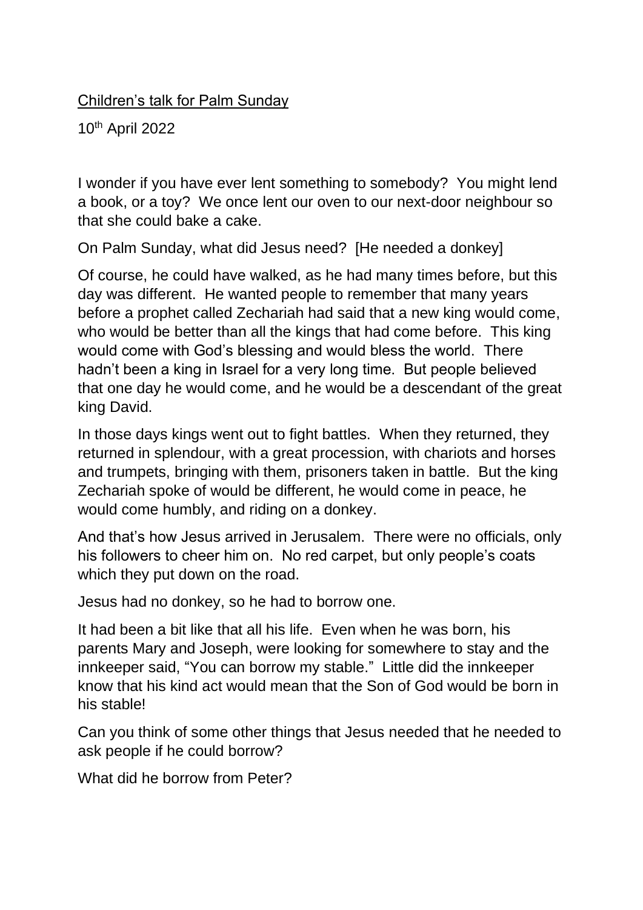<u>Children's talk for Palm Sunday</u>

10th April 2022

I wonder if you have ever lent something to somebody? You might lend a book, or a toy? We once lent our oven to our next-door neighbour so that she could bake a cake.

On Palm Sunday, what did Jesus need? [He needed a donkey]

Of course, he could have walked, as he had many times before, but this day was different. He wanted people to remember that many years before a prophet called Zechariah had said that a new king would come, who would be better than all the kings that had come before. This king would come with God's blessing and would bless the world. There hadn't been a king in Israel for a very long time. But people believed that one day he would come, and he would be a descendant of the great king David.

In those days kings went out to fight battles. When they returned, they returned in splendour, with a great procession, with chariots and horses and trumpets, bringing with them, prisoners taken in battle. But the king Zechariah spoke of would be different, he would come in peace, he would come humbly, and riding on a donkey.

And that's how Jesus arrived in Jerusalem. There were no officials, only his followers to cheer him on. No red carpet, but only people's coats which they put down on the road.

Jesus had no donkey, so he had to borrow one.

It had been a bit like that all his life. Even when he was born, his parents Mary and Joseph, were looking for somewhere to stay and the innkeeper said, "You can borrow my stable." Little did the innkeeper know that his kind act would mean that the Son of God would be born in his stable!

Can you think of some other things that Jesus needed that he needed to ask people if he could borrow?

What did he borrow from Peter?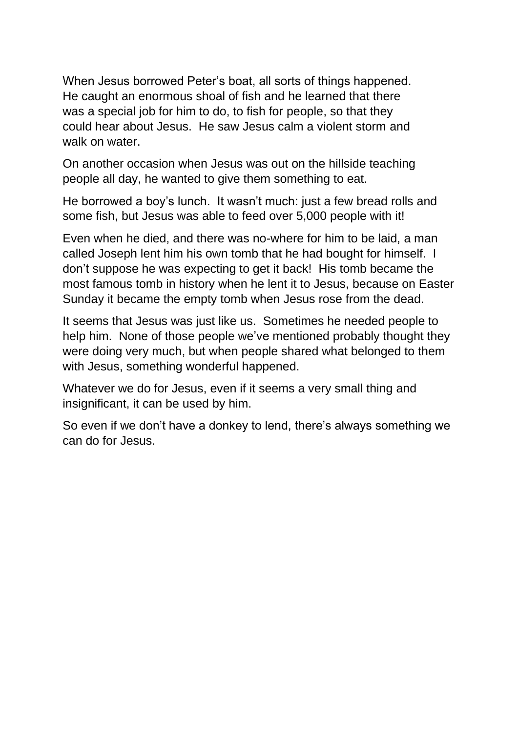When Jesus borrowed Peter’s boat, all sorts of things happened. He caught an enormous shoal of fish and he learned that there was a special job for him to do, to fish for people, so that they could hear about Jesus. He saw Jesus calm a violent storm and walk on water.

On another occasion when Jesus was out on the hillside teaching people all day, he wanted to give them something to eat.

He borrowed a boy’s lunch. It wasn’t much: just a few bread rolls and some fish, but Jesus was able to feed over 5,000 people with it!

Even when he died, and there was no-where for him to be laid, a man called Joseph lent him his own tomb that he had bought for himself. I don’t suppose he was expecting to get it back! His tomb became the most famous tomb in history when he lent it to Jesus, because on Easter Sunday it became the empty tomb when Jesus rose from the dead.

It seems that Jesus was just like us. Sometimes he needed people to help him. None of those people we’ve mentioned probably thought they were doing very much, but when people shared what belonged to them with Jesus, something wonderful happened.

Whatever we do for Jesus, even if it seems a very small thing and insignificant, it can be used by him.

So even if we don’t have a donkey to lend, there’s always something we can do for Jesus.